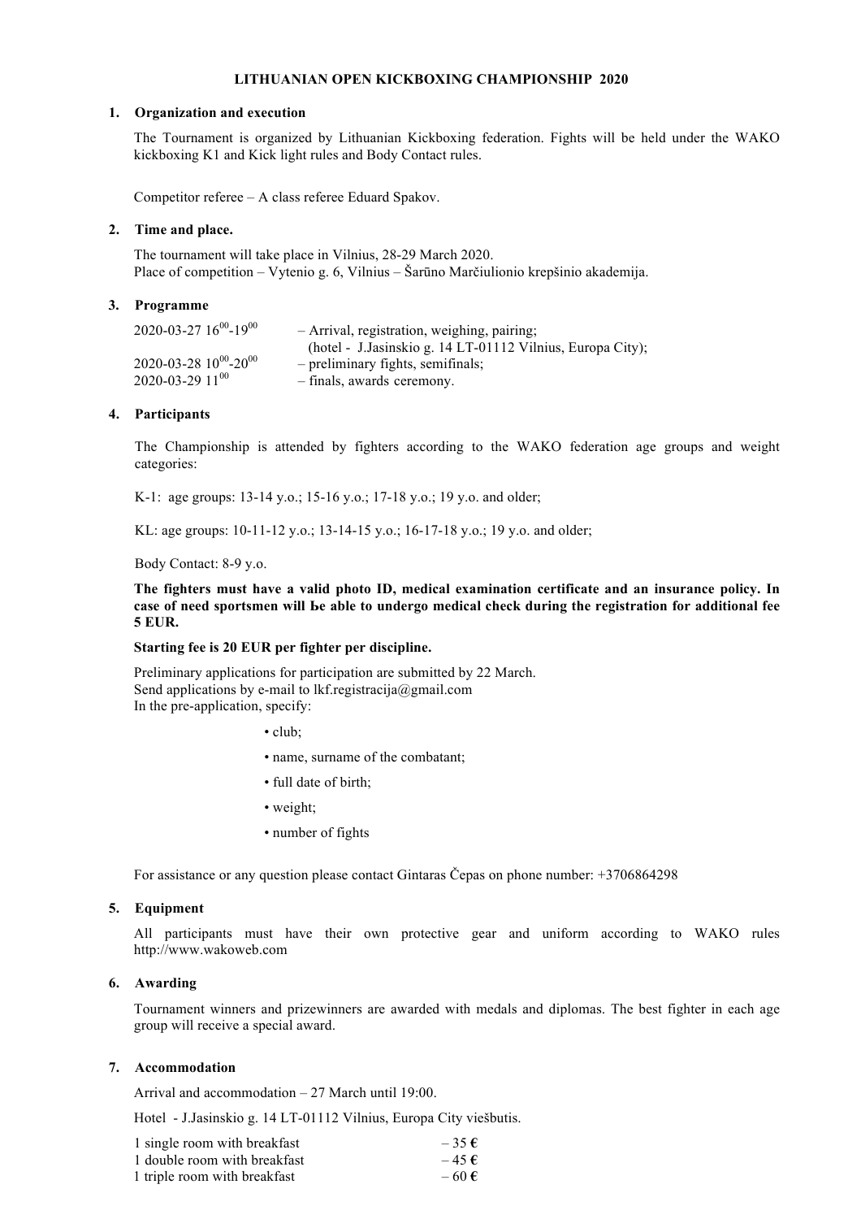# LITHUANIAN OPEN KICKBOXING CHAMPIONSHIP 2020

## 1. Organization and execution

The Tournament is organized by Lithuanian Kickboxing federation. Fights will be held under the WAKO kickboxing K1 and Kick light rules and Body Contact rules.

Competitor referee – A class referee Eduard Spakov.

## 2. Time and place.

The tournament will take place in Vilnius, 28-29 March 2020.
Place of competition – Vytenio g. 6, Vilnius – Šarūno Marčiulionio krepšinio akademija.

## 3. Programme

| | |
|---|---|
| 2020-03-27 $16^{00}$-$19^{00}$ | – Arrival, registration, weighing, pairing; (hotel - J.Jasinskio g. 14 LT-01112 Vilnius, Europa City); |
| 2020-03-28 $10^{00}$-$20^{00}$ | – preliminary fights, semifinals; |
| 2020-03-29 $11^{00}$ | – finals, awards ceremony. |

## 4. Participants

The Championship is attended by fighters according to the WAKO federation age groups and weight categories:

K-1: age groups: 13-14 y.o.; 15-16 y.o.; 17-18 y.o.; 19 y.o. and older;

KL: age groups: 10-11-12 y.o.; 13-14-15 y.o.; 16-17-18 y.o.; 19 y.o. and older;

Body Contact: 8-9 y.o.

**The fighters must have a valid photo ID, medical examination certificate and an insurance policy. In case of need sportsmen will Ье able to undergo medical check during the registration for additional fee 5 EUR.**

**Starting fee is 20 EUR per fighter per discipline.**

Preliminary applications for participation are submitted by 22 March.
Send applications by e-mail to lkf.registracija@gmail.com
In the pre-application, specify:

- club;
- name, surname of the combatant;
- full date of birth;
- weight;
- number of fights

For assistance or any question please contact Gintaras Čepas on phone number: +3706864298

## 5. Equipment

All participants must have their own protective gear and uniform according to WAKO rules http://www.wakoweb.com

## 6. Awarding

Tournament winners and prizewinners are awarded with medals and diplomas. The best fighter in each age group will receive a special award.

## 7. Accommodation

Arrival and accommodation – 27 March until 19:00.

Hotel - J.Jasinskio g. 14 LT-01112 Vilnius, Europa City viešbutis.

| | |
|---|---|
| 1 single room with breakfast | – 35 € |
| 1 double room with breakfast | – 45 € |
| 1 triple room with breakfast | – 60 € |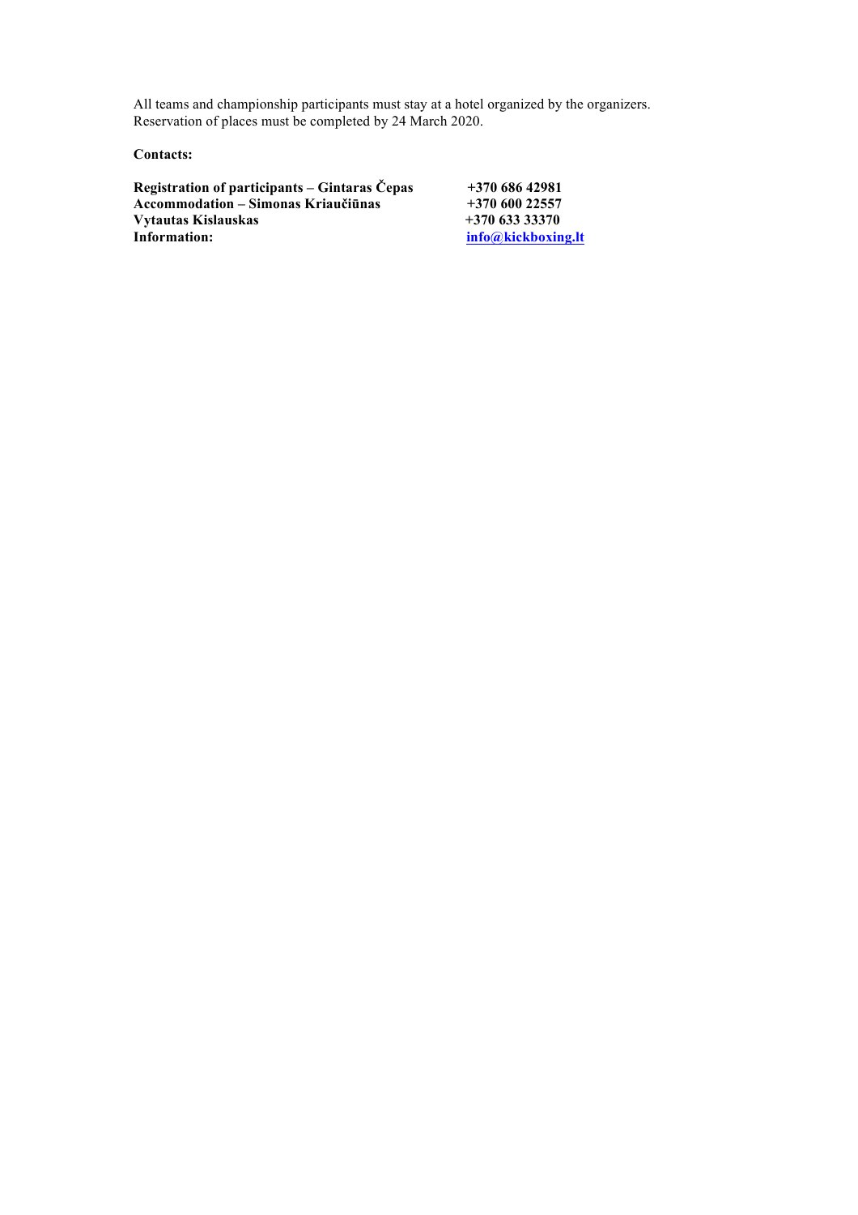All teams and championship participants must stay at a hotel organized by the organizers. Reservation of places must be completed by 24 March 2020.

**Contacts:**

| | |
|---|---|
| **Registration of participants – Gintaras Čepas** | **+370 686 42981** |
| **Accommodation – Simonas Kriaučiūnas** | **+370 600 22557** |
| **Vytautas Kislauskas** | **+370 633 33370** |
| **Information:** | **info@kickboxing.lt** |